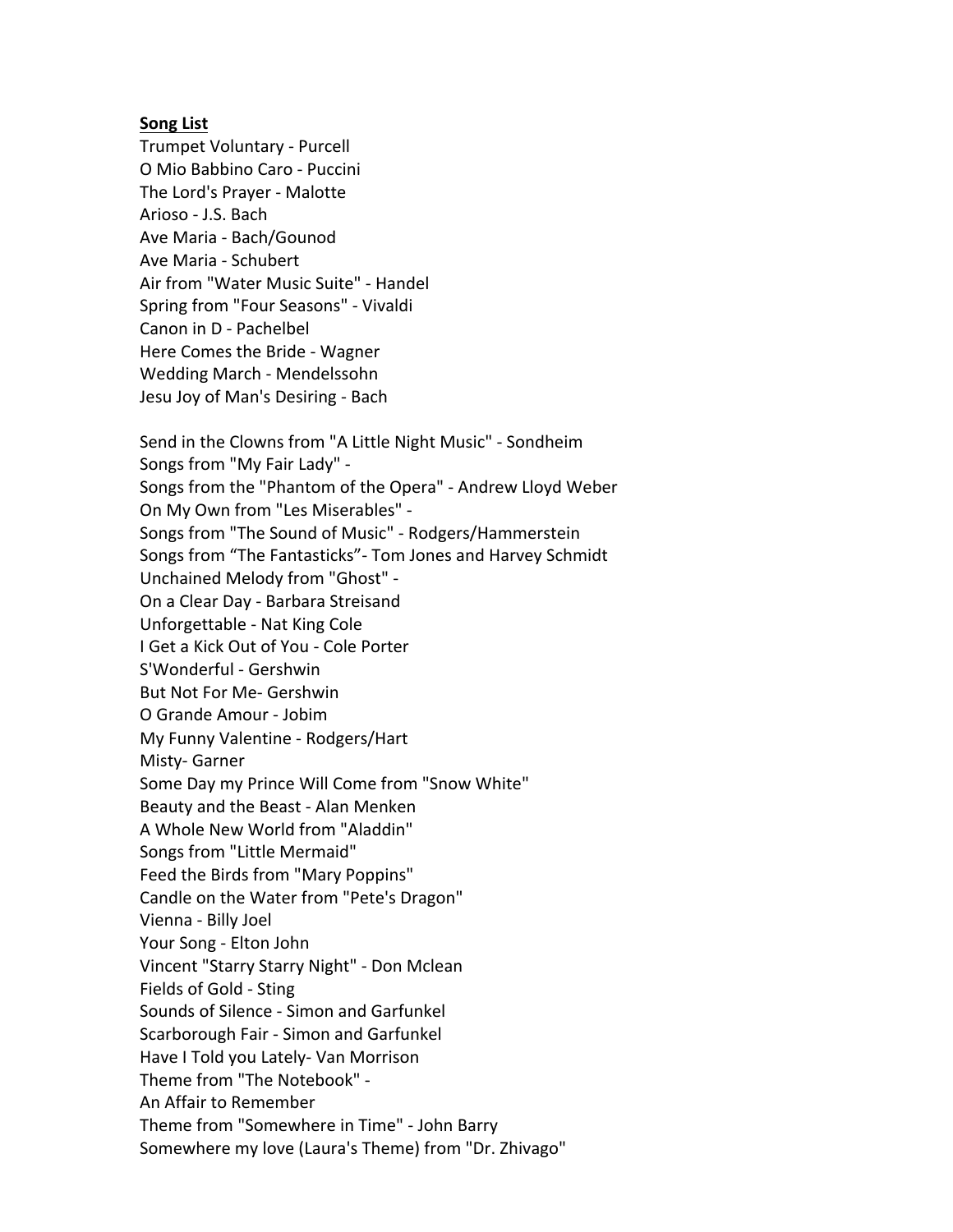**Song List**

Trumpet Voluntary - Purcell
O Mio Babbino Caro - Puccini
The Lord's Prayer - Malotte
Arioso - J.S. Bach
Ave Maria - Bach/Gounod
Ave Maria - Schubert
Air from "Water Music Suite" - Handel
Spring from "Four Seasons" - Vivaldi
Canon in D - Pachelbel
Here Comes the Bride - Wagner
Wedding March - Mendelssohn
Jesu Joy of Man's Desiring - Bach

Send in the Clowns from "A Little Night Music" - Sondheim
Songs from "My Fair Lady" -
Songs from the "Phantom of the Opera" - Andrew Lloyd Weber
On My Own from "Les Miserables" -
Songs from "The Sound of Music" - Rodgers/Hammerstein
Songs from "The Fantasticks"- Tom Jones and Harvey Schmidt
Unchained Melody from "Ghost" -
On a Clear Day - Barbara Streisand
Unforgettable - Nat King Cole
I Get a Kick Out of You - Cole Porter
S'Wonderful - Gershwin
But Not For Me- Gershwin
O Grande Amour - Jobim
My Funny Valentine - Rodgers/Hart
Misty- Garner
Some Day my Prince Will Come from "Snow White"
Beauty and the Beast - Alan Menken
A Whole New World from "Aladdin"
Songs from "Little Mermaid"
Feed the Birds from "Mary Poppins"
Candle on the Water from "Pete's Dragon"
Vienna - Billy Joel
Your Song - Elton John
Vincent "Starry Starry Night" - Don Mclean
Fields of Gold - Sting
Sounds of Silence - Simon and Garfunkel
Scarborough Fair - Simon and Garfunkel
Have I Told you Lately- Van Morrison
Theme from "The Notebook" -
An Affair to Remember
Theme from "Somewhere in Time" - John Barry
Somewhere my love (Laura's Theme) from "Dr. Zhivago"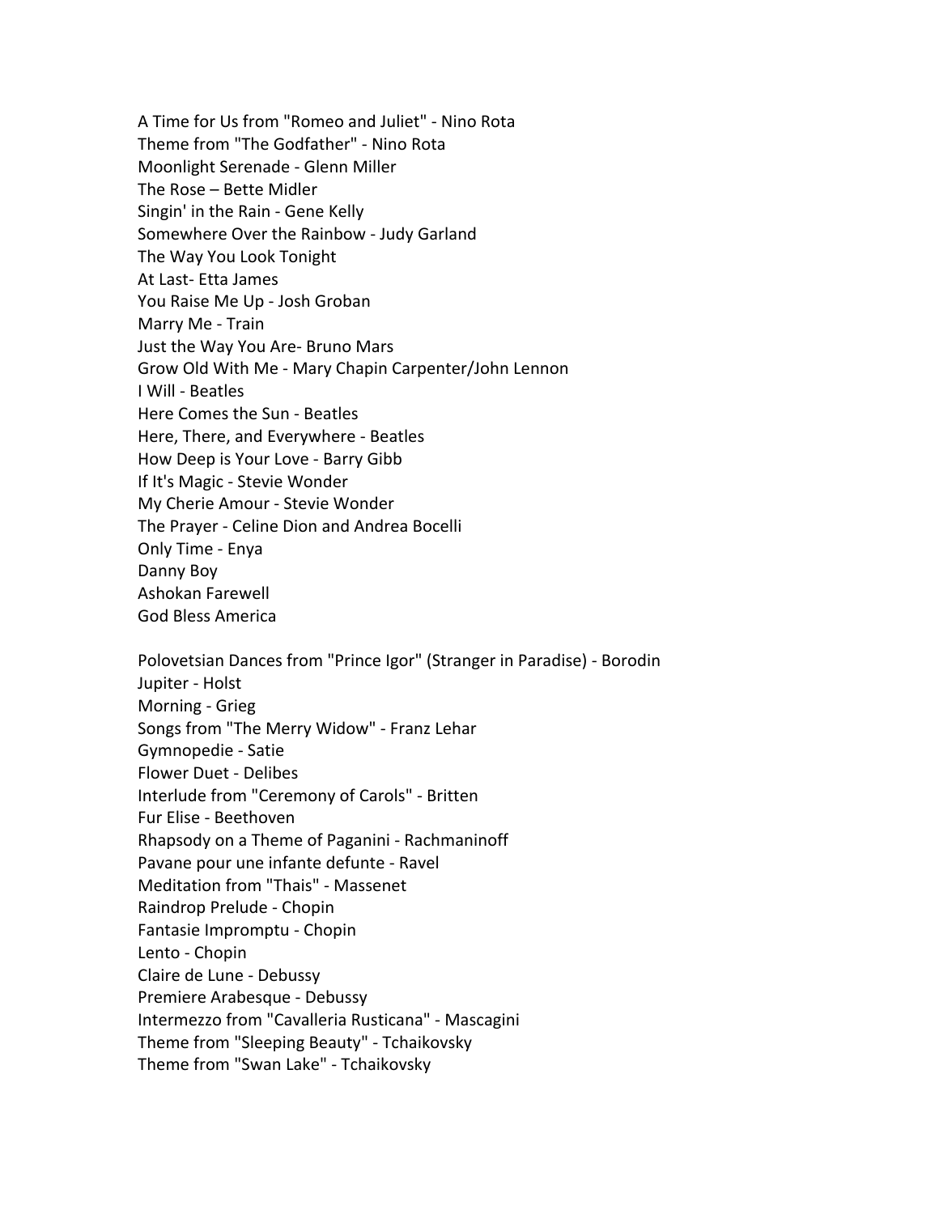A Time for Us from "Romeo and Juliet" - Nino Rota
Theme from "The Godfather" - Nino Rota
Moonlight Serenade - Glenn Miller
The Rose – Bette Midler
Singin' in the Rain - Gene Kelly
Somewhere Over the Rainbow - Judy Garland
The Way You Look Tonight
At Last- Etta James
You Raise Me Up - Josh Groban
Marry Me - Train
Just the Way You Are- Bruno Mars
Grow Old With Me - Mary Chapin Carpenter/John Lennon
I Will - Beatles
Here Comes the Sun - Beatles
Here, There, and Everywhere - Beatles
How Deep is Your Love - Barry Gibb
If It's Magic - Stevie Wonder
My Cherie Amour - Stevie Wonder
The Prayer - Celine Dion and Andrea Bocelli
Only Time - Enya
Danny Boy
Ashokan Farewell
God Bless America

Polovetsian Dances from "Prince Igor" (Stranger in Paradise) - Borodin
Jupiter - Holst
Morning - Grieg
Songs from "The Merry Widow" - Franz Lehar
Gymnopedie - Satie
Flower Duet - Delibes
Interlude from "Ceremony of Carols" - Britten
Fur Elise - Beethoven
Rhapsody on a Theme of Paganini - Rachmaninoff
Pavane pour une infante defunte - Ravel
Meditation from "Thais" - Massenet
Raindrop Prelude - Chopin
Fantasie Impromptu - Chopin
Lento - Chopin
Claire de Lune - Debussy
Premiere Arabesque - Debussy
Intermezzo from "Cavalleria Rusticana" - Mascagini
Theme from "Sleeping Beauty" - Tchaikovsky
Theme from "Swan Lake" - Tchaikovsky